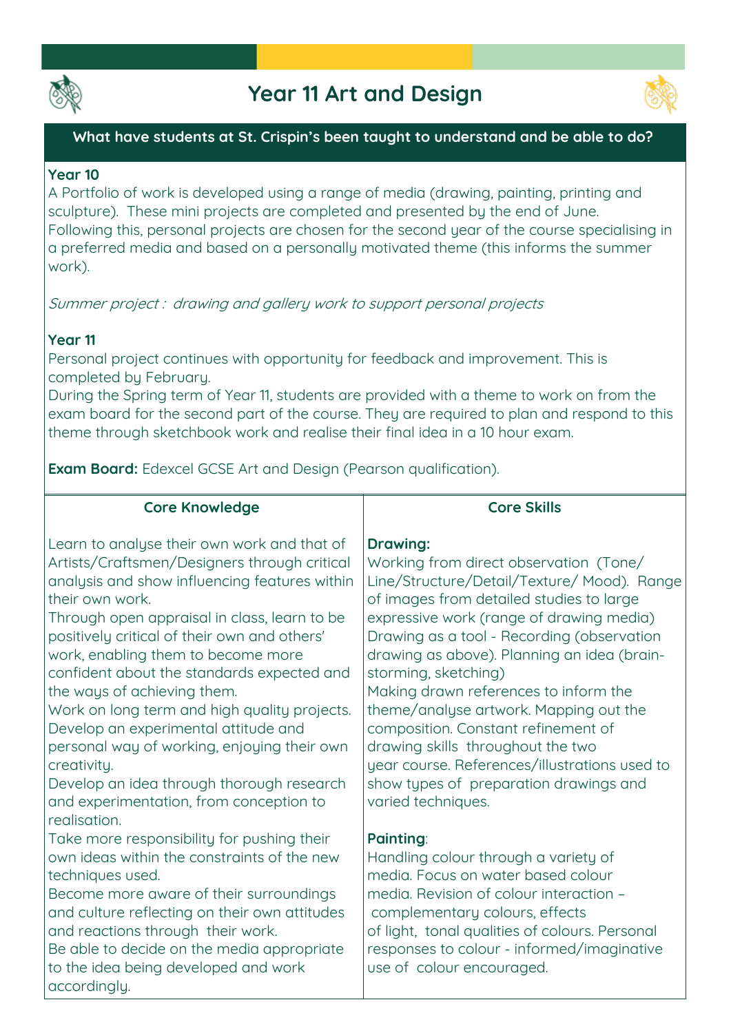# Year 11 Art and Design

## What have students at St. Crispin's been taught to understand and be able to do?

**Year 10**

A Portfolio of work is developed using a range of media (drawing, painting, printing and sculpture). These mini projects are completed and presented by the end of June. Following this, personal projects are chosen for the second year of the course specialising in a preferred media and based on a personally motivated theme (this informs the summer work).

*Summer project : drawing and gallery work to support personal projects*

**Year 11**

Personal project continues with opportunity for feedback and improvement. This is completed by February.
During the Spring term of Year 11, students are provided with a theme to work on from the exam board for the second part of the course. They are required to plan and respond to this theme through sketchbook work and realise their final idea in a 10 hour exam.

**Exam Board:** Edexcel GCSE Art and Design (Pearson qualification).

| Core Knowledge | Core Skills |
| --- | --- |
| Learn to analyse their own work and that of Artists/Craftsmen/Designers through critical analysis and show influencing features within their own work.<br>Through open appraisal in class, learn to be positively critical of their own and others' work, enabling them to become more confident about the standards expected and the ways of achieving them.<br>Work on long term and high quality projects.<br>Develop an experimental attitude and personal way of working, enjoying their own creativity.<br>Develop an idea through thorough research and experimentation, from conception to realisation.<br>Take more responsibility for pushing their own ideas within the constraints of the new techniques used.<br>Become more aware of their surroundings and culture reflecting on their own attitudes and reactions through their work.<br>Be able to decide on the media appropriate to the idea being developed and work accordingly. | **Drawing:**<br>Working from direct observation (Tone/ Line/Structure/Detail/Texture/ Mood). Range of images from detailed studies to large expressive work (range of drawing media) Drawing as a tool - Recording (observation drawing as above). Planning an idea (brain-storming, sketching)<br>Making drawn references to inform the theme/analyse artwork. Mapping out the composition. Constant refinement of drawing skills throughout the two year course. References/illustrations used to show types of preparation drawings and varied techniques.<br><br>**Painting**:<br>Handling colour through a variety of media. Focus on water based colour media. Revision of colour interaction – complementary colours, effects of light, tonal qualities of colours. Personal responses to colour - informed/imaginative use of colour encouraged. |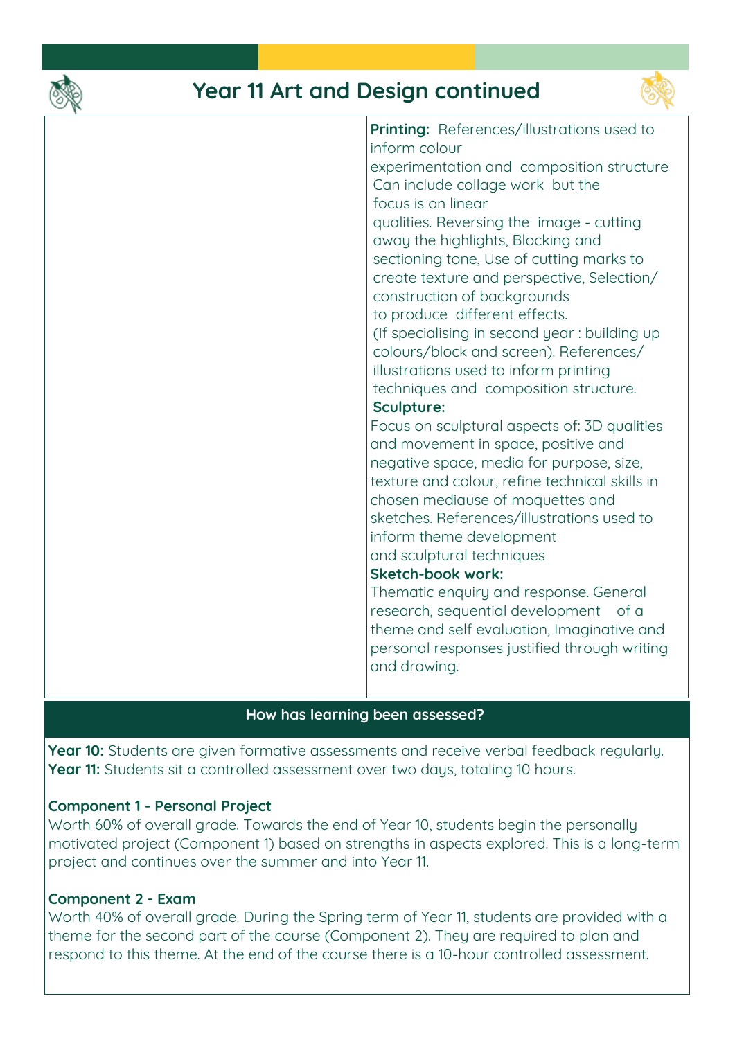# Year 11 Art and Design continued

| | |
|---|---|
| | **Printing:** References/illustrations used to inform colour experimentation and composition structure Can include collage work but the focus is on linear qualities. Reversing the image - cutting away the highlights, Blocking and sectioning tone, Use of cutting marks to create texture and perspective, Selection/ construction of backgrounds to produce different effects. (If specialising in second year : building up colours/block and screen). References/ illustrations used to inform printing techniques and composition structure. **Sculpture:** Focus on sculptural aspects of: 3D qualities and movement in space, positive and negative space, media for purpose, size, texture and colour, refine technical skills in chosen mediause of moquettes and sketches. References/illustrations used to inform theme development and sculptural techniques **Sketch-book work:** Thematic enquiry and response. General research, sequential development of a theme and self evaluation, Imaginative and personal responses justified through writing and drawing. |

## How has learning been assessed?

**Year 10:** Students are given formative assessments and receive verbal feedback regularly.
**Year 11:** Students sit a controlled assessment over two days, totaling 10 hours.

**Component 1 - Personal Project**
Worth 60% of overall grade. Towards the end of Year 10, students begin the personally motivated project (Component 1) based on strengths in aspects explored. This is a long-term project and continues over the summer and into Year 11.

**Component 2 - Exam**
Worth 40% of overall grade. During the Spring term of Year 11, students are provided with a theme for the second part of the course (Component 2). They are required to plan and respond to this theme. At the end of the course there is a 10-hour controlled assessment.